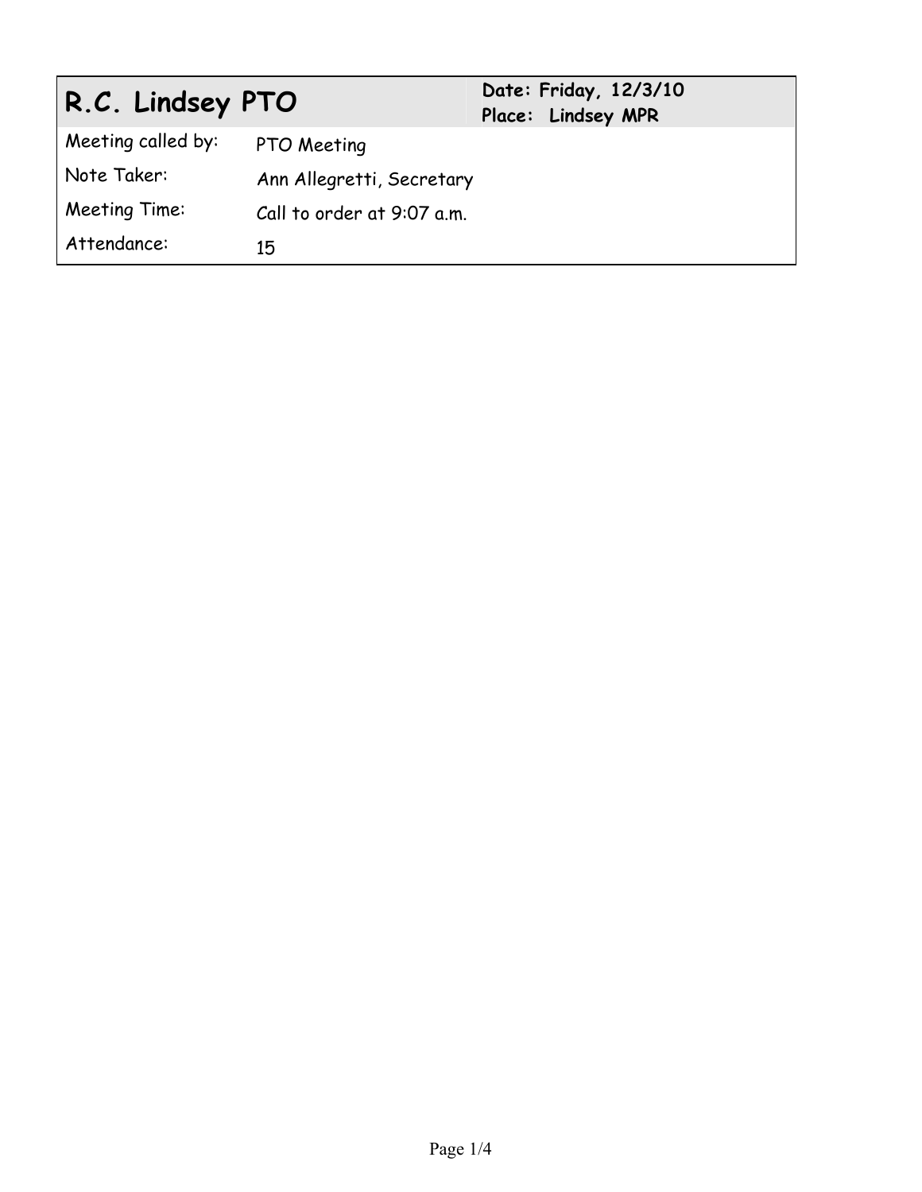| R.C. Lindsey PTO | | Date: Friday, 12/3/10<br>Place: Lindsey MPR |
| --- | --- | --- |
| Meeting called by: | PTO Meeting | |
| Note Taker: | Ann Allegretti, Secretary | |
| Meeting Time: | Call to order at 9:07 a.m. | |
| Attendance: | 15 | |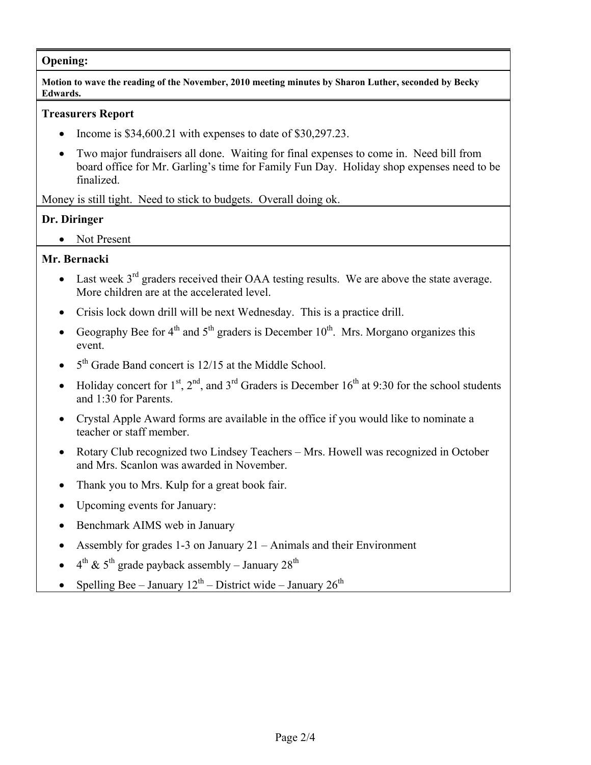**Opening:**

**Motion to wave the reading of the November, 2010 meeting minutes by Sharon Luther, seconded by Becky Edwards.**

**Treasurers Report**

- Income is $34,600.21 with expenses to date of $30,297.23.
- Two major fundraisers all done. Waiting for final expenses to come in. Need bill from board office for Mr. Garling's time for Family Fun Day. Holiday shop expenses need to be finalized.

Money is still tight. Need to stick to budgets. Overall doing ok.

**Dr. Diringer**

- Not Present

**Mr. Bernacki**

- Last week 3rd graders received their OAA testing results. We are above the state average. More children are at the accelerated level.
- Crisis lock down drill will be next Wednesday. This is a practice drill.
- Geography Bee for 4th and 5th graders is December 10th. Mrs. Morgano organizes this event.
- 5th Grade Band concert is 12/15 at the Middle School.
- Holiday concert for 1st, 2nd, and 3rd Graders is December 16th at 9:30 for the school students and 1:30 for Parents.
- Crystal Apple Award forms are available in the office if you would like to nominate a teacher or staff member.
- Rotary Club recognized two Lindsey Teachers – Mrs. Howell was recognized in October and Mrs. Scanlon was awarded in November.
- Thank you to Mrs. Kulp for a great book fair.
- Upcoming events for January:
- Benchmark AIMS web in January
- Assembly for grades 1-3 on January 21 – Animals and their Environment
- 4th & 5th grade payback assembly – January 28th
- Spelling Bee – January 12th – District wide – January 26th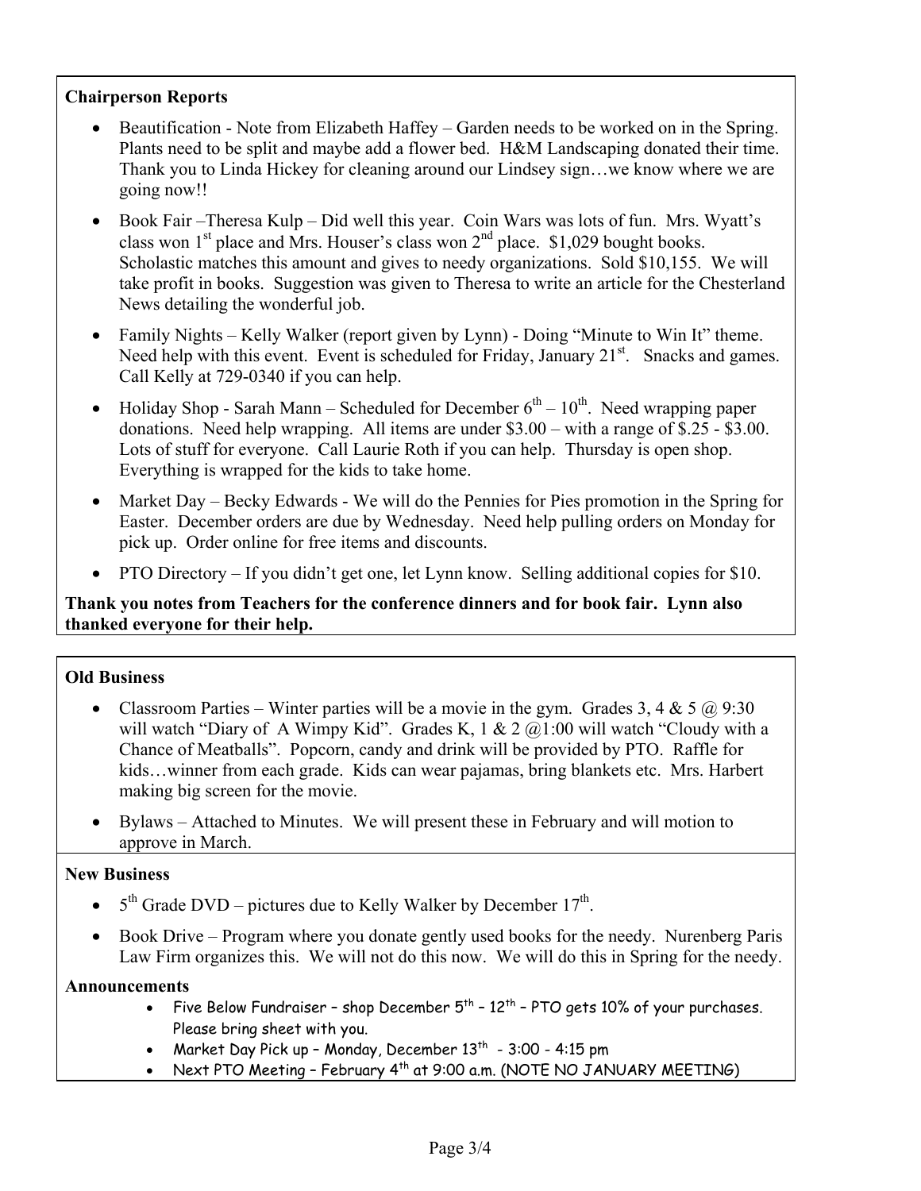**Chairperson Reports**

- Beautification - Note from Elizabeth Haffey – Garden needs to be worked on in the Spring. Plants need to be split and maybe add a flower bed. H&M Landscaping donated their time. Thank you to Linda Hickey for cleaning around our Lindsey sign…we know where we are going now!!
- Book Fair –Theresa Kulp – Did well this year. Coin Wars was lots of fun. Mrs. Wyatt's class won 1st place and Mrs. Houser's class won 2nd place. $1,029 bought books. Scholastic matches this amount and gives to needy organizations. Sold $10,155. We will take profit in books. Suggestion was given to Theresa to write an article for the Chesterland News detailing the wonderful job.
- Family Nights – Kelly Walker (report given by Lynn) - Doing "Minute to Win It" theme. Need help with this event. Event is scheduled for Friday, January 21st. Snacks and games. Call Kelly at 729-0340 if you can help.
- Holiday Shop - Sarah Mann – Scheduled for December 6th – 10th. Need wrapping paper donations. Need help wrapping. All items are under $3.00 – with a range of $.25 - $3.00. Lots of stuff for everyone. Call Laurie Roth if you can help. Thursday is open shop. Everything is wrapped for the kids to take home.
- Market Day – Becky Edwards - We will do the Pennies for Pies promotion in the Spring for Easter. December orders are due by Wednesday. Need help pulling orders on Monday for pick up. Order online for free items and discounts.
- PTO Directory – If you didn't get one, let Lynn know. Selling additional copies for $10.

**Thank you notes from Teachers for the conference dinners and for book fair. Lynn also thanked everyone for their help.**

**Old Business**

- Classroom Parties – Winter parties will be a movie in the gym. Grades 3, 4 & 5 @ 9:30 will watch "Diary of A Wimpy Kid". Grades K, 1 & 2 @1:00 will watch "Cloudy with a Chance of Meatballs". Popcorn, candy and drink will be provided by PTO. Raffle for kids…winner from each grade. Kids can wear pajamas, bring blankets etc. Mrs. Harbert making big screen for the movie.
- Bylaws – Attached to Minutes. We will present these in February and will motion to approve in March.

**New Business**

- 5th Grade DVD – pictures due to Kelly Walker by December 17th.
- Book Drive – Program where you donate gently used books for the needy. Nurenberg Paris Law Firm organizes this. We will not do this now. We will do this in Spring for the needy.

**Announcements**

- Five Below Fundraiser – shop December 5th – 12th – PTO gets 10% of your purchases. Please bring sheet with you.
- Market Day Pick up – Monday, December 13th - 3:00 - 4:15 pm
- Next PTO Meeting – February 4th at 9:00 a.m. (NOTE NO JANUARY MEETING)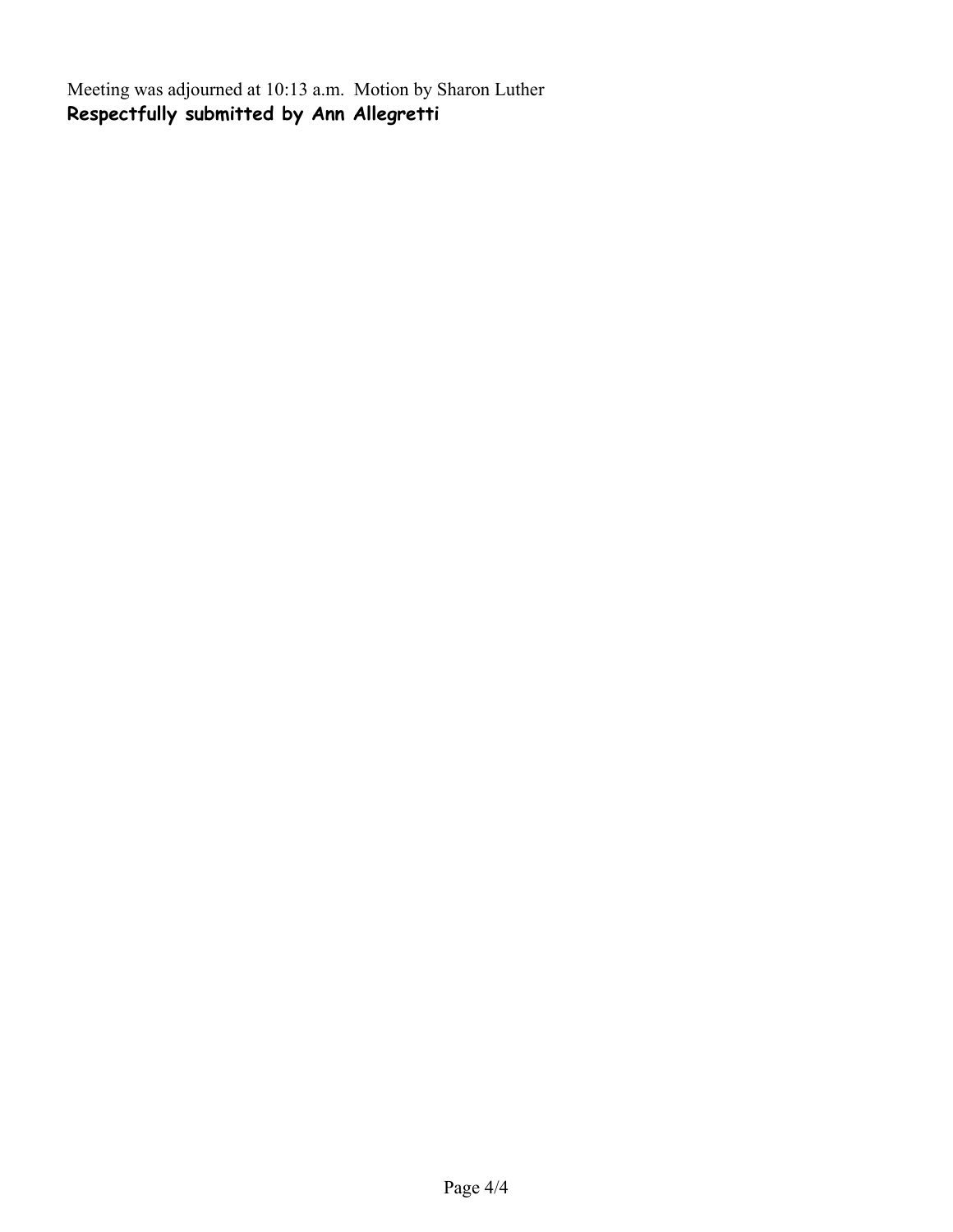Meeting was adjourned at 10:13 a.m.  Motion by Sharon Luther
**Respectfully submitted by Ann Allegretti**